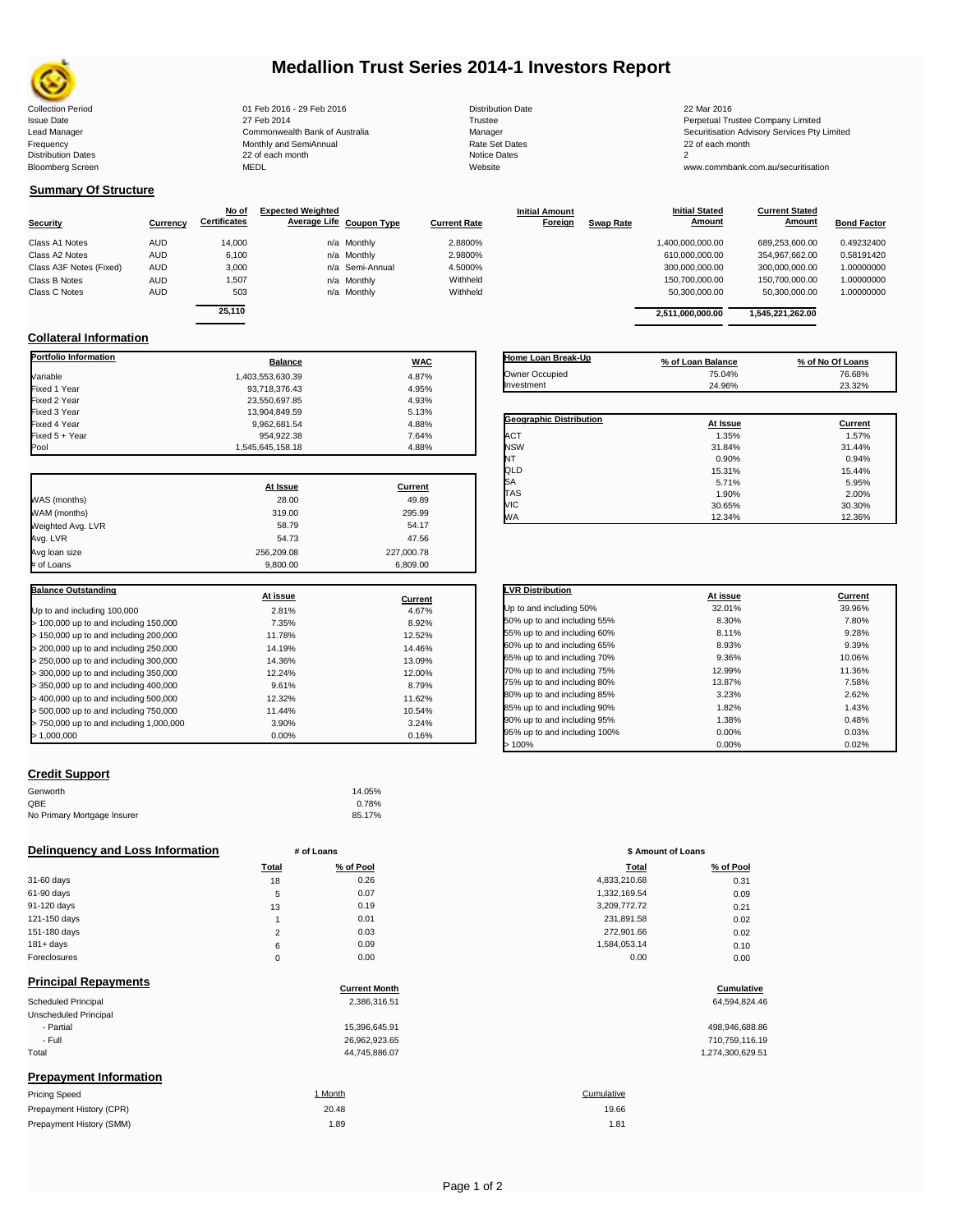# Medallion Trust Series 2014-1 Investors Report

| | | | |
|---|---|---|---|
| Collection Period | 01 Feb 2016 - 29 Feb 2016 | Distribution Date | 22 Mar 2016 |
| Issue Date | 27 Feb 2014 | Trustee | Perpetual Trustee Company Limited |
| Lead Manager | Commonwealth Bank of Australia | Manager | Securitisation Advisory Services Pty Limited |
| Frequency | Monthly and SemiAnnual | Rate Set Dates | 22 of each month |
| Distribution Dates | 22 of each month | Notice Dates | 2 |
| Bloomberg Screen | MEDL | Website | www.commbank.com.au/securitisation |

## Summary Of Structure

| Security | Currency | No of Certificates | Expected Weighted Average Life | Coupon Type | Current Rate | Initial Amount Foreign | Swap Rate | Initial Stated Amount | Current Stated Amount | Bond Factor |
|---|---|---|---|---|---|---|---|---|---|---|
| Class A1 Notes | AUD | 14,000 | n/a | Monthly | 2.8800% | | | 1,400,000,000.00 | 689,253,600.00 | 0.49232400 |
| Class A2 Notes | AUD | 6,100 | n/a | Monthly | 2.9800% | | | 610,000,000.00 | 354,967,662.00 | 0.58191420 |
| Class A3F Notes (Fixed) | AUD | 3,000 | n/a | Semi-Annual | 4.5000% | | | 300,000,000.00 | 300,000,000.00 | 1.00000000 |
| Class B Notes | AUD | 1,507 | n/a | Monthly | Withheld | | | 150,700,000.00 | 150,700,000.00 | 1.00000000 |
| Class C Notes | AUD | 503 | n/a | Monthly | Withheld | | | 50,300,000.00 | 50,300,000.00 | 1.00000000 |
| | | 25,110 | | | | | | 2,511,000,000.00 | 1,545,221,262.00 | |

## Collateral Information

| Portfolio Information | Balance | WAC |
|---|---|---|
| Variable | 1,403,553,630.39 | 4.87% |
| Fixed 1 Year | 93,718,376.43 | 4.95% |
| Fixed 2 Year | 23,550,697.85 | 4.93% |
| Fixed 3 Year | 13,904,849.59 | 5.13% |
| Fixed 4 Year | 9,962,681.54 | 4.88% |
| Fixed 5 + Year | 954,922.38 | 7.64% |
| Pool | 1,545,645,158.18 | 4.88% |

| | At Issue | Current |
|---|---|---|
| WAS (months) | 28.00 | 49.89 |
| WAM (months) | 319.00 | 295.99 |
| Weighted Avg. LVR | 58.79 | 54.17 |
| Avg. LVR | 54.73 | 47.56 |
| Avg loan size | 256,209.08 | 227,000.78 |
| # of Loans | 9,800.00 | 6,809.00 |

| Balance Outstanding | At issue | Current |
|---|---|---|
| Up to and including 100,000 | 2.81% | 4.67% |
| > 100,000 up to and including 150,000 | 7.35% | 8.92% |
| > 150,000 up to and including 200,000 | 11.78% | 12.52% |
| > 200,000 up to and including 250,000 | 14.19% | 14.46% |
| > 250,000 up to and including 300,000 | 14.36% | 13.09% |
| > 300,000 up to and including 350,000 | 12.24% | 12.00% |
| > 350,000 up to and including 400,000 | 9.61% | 8.79% |
| > 400,000 up to and including 500,000 | 12.32% | 11.62% |
| > 500,000 up to and including 750,000 | 11.44% | 10.54% |
| > 750,000 up to and including 1,000,000 | 3.90% | 3.24% |
| > 1,000,000 | 0.00% | 0.16% |

| Home Loan Break-Up | % of Loan Balance | % of No Of Loans |
|---|---|---|
| Owner Occupied | 75.04% | 76.68% |
| Investment | 24.96% | 23.32% |

| Geographic Distribution | At Issue | Current |
|---|---|---|
| ACT | 1.35% | 1.57% |
| NSW | 31.84% | 31.44% |
| NT | 0.90% | 0.94% |
| QLD | 15.31% | 15.44% |
| SA | 5.71% | 5.95% |
| TAS | 1.90% | 2.00% |
| VIC | 30.65% | 30.30% |
| WA | 12.34% | 12.36% |

| LVR Distribution | At issue | Current |
|---|---|---|
| Up to and including 50% | 32.01% | 39.96% |
| 50% up to and including 55% | 8.30% | 7.80% |
| 55% up to and including 60% | 8.11% | 9.28% |
| 60% up to and including 65% | 8.93% | 9.39% |
| 65% up to and including 70% | 9.36% | 10.06% |
| 70% up to and including 75% | 12.99% | 11.36% |
| 75% up to and including 80% | 13.87% | 7.58% |
| 80% up to and including 85% | 3.23% | 2.62% |
| 85% up to and including 90% | 1.82% | 1.43% |
| 90% up to and including 95% | 1.38% | 0.48% |
| 95% up to and including 100% | 0.00% | 0.03% |
| > 100% | 0.00% | 0.02% |

## Credit Support

| | |
|---|---|
| Genworth | 14.05% |
| QBE | 0.78% |
| No Primary Mortgage Insurer | 85.17% |

## Delinquency and Loss Information

| | # of Loans Total | # of Loans % of Pool | $ Amount of Loans Total | $ Amount of Loans % of Pool |
|---|---|---|---|---|
| 31-60 days | 18 | 0.26 | 4,833,210.68 | 0.31 |
| 61-90 days | 5 | 0.07 | 1,332,169.54 | 0.09 |
| 91-120 days | 13 | 0.19 | 3,209,772.72 | 0.21 |
| 121-150 days | 1 | 0.01 | 231,891.58 | 0.02 |
| 151-180 days | 2 | 0.03 | 272,901.66 | 0.02 |
| 181+ days | 6 | 0.09 | 1,584,053.14 | 0.10 |
| Foreclosures | 0 | 0.00 | 0.00 | 0.00 |

## Principal Repayments

| | Current Month | Cumulative |
|---|---|---|
| Scheduled Principal | 2,386,316.51 | 64,594,824.46 |
| Unscheduled Principal | | |
| - Partial | 15,396,645.91 | 498,946,688.86 |
| - Full | 26,962,923.65 | 710,759,116.19 |
| Total | 44,745,886.07 | 1,274,300,629.51 |

## Prepayment Information

| Pricing Speed | 1 Month | Cumulative |
|---|---|---|
| Prepayment History (CPR) | 20.48 | 19.66 |
| Prepayment History (SMM) | 1.89 | 1.81 |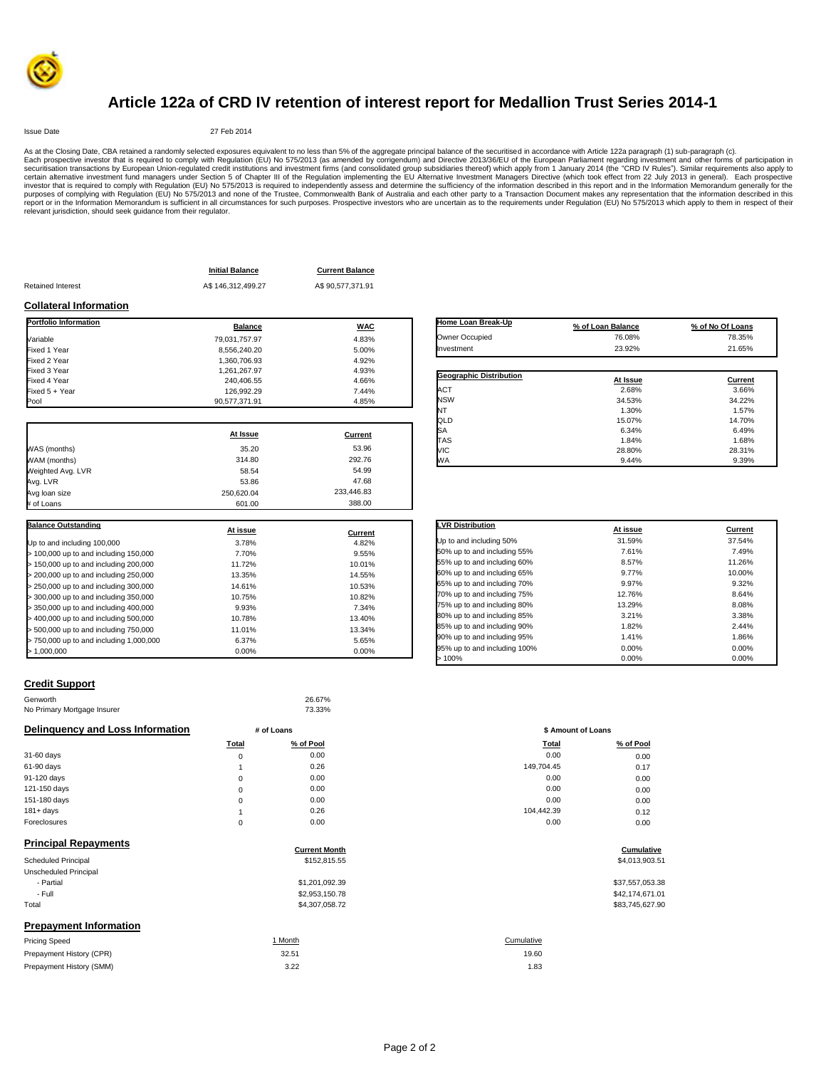# Article 122a of CRD IV retention of interest report for Medallion Trust Series 2014-1

Issue Date 27 Feb 2014

As at the Closing Date, CBA retained a randomly selected exposures equivalent to no less than 5% of the aggregate principal balance of the securitised in accordance with Article 122a paragraph (1) sub-paragraph (c).
Each prospective investor that is required to comply with Regulation (EU) No 575/2013 (as amended by corrigendum) and Directive 2013/36/EU of the European Parliament regarding investment and other forms of participation in securitisation transactions by European Union-regulated credit institutions and investment firms (and consolidated group subsidiaries thereof) which apply from 1 January 2014 (the "CRD IV Rules"). Similar requirements also apply to certain alternative investment fund managers under Section 5 of Chapter III of the Regulation implementing the EU Alternative Investment Managers Directive (which took effect from 22 July 2013 in general). Each prospective investor that is required to comply with Regulation (EU) No 575/2013 is required to independently assess and determine the sufficiency of the information described in this report and in the Information Memorandum generally for the purposes of complying with Regulation (EU) No 575/2013 and none of the Trustee, Commonwealth Bank of Australia and each other party to a Transaction Document makes any representation that the information described in this report or in the Information Memorandum is sufficient in all circumstances for such purposes. Prospective investors who are uncertain as to the requirements under Regulation (EU) No 575/2013 which apply to them in respect of their relevant jurisdiction, should seek guidance from their regulator.

| | Initial Balance | Current Balance |
|---|---|---|
| Retained Interest | A$ 146,312,499.27 | A$ 90,577,371.91 |

## Collateral Information

| Portfolio Information | Balance | WAC |
|---|---|---|
| Variable | 79,031,757.97 | 4.83% |
| Fixed 1 Year | 8,556,240.20 | 5.00% |
| Fixed 2 Year | 1,360,706.93 | 4.92% |
| Fixed 3 Year | 1,261,267.97 | 4.93% |
| Fixed 4 Year | 240,406.55 | 4.66% |
| Fixed 5 + Year | 126,992.29 | 7.44% |
| Pool | 90,577,371.91 | 4.85% |

| | At Issue | Current |
|---|---|---|
| WAS (months) | 35.20 | 53.96 |
| WAM (months) | 314.80 | 292.76 |
| Weighted Avg. LVR | 58.54 | 54.99 |
| Avg. LVR | 53.86 | 47.68 |
| Avg loan size | 250,620.04 | 233,446.83 |
| # of Loans | 601.00 | 388.00 |

| Balance Outstanding | At issue | Current |
|---|---|---|
| Up to and including 100,000 | 3.78% | 4.82% |
| > 100,000 up to and including 150,000 | 7.70% | 9.55% |
| > 150,000 up to and including 200,000 | 11.72% | 10.01% |
| > 200,000 up to and including 250,000 | 13.35% | 14.55% |
| > 250,000 up to and including 300,000 | 14.61% | 10.53% |
| > 300,000 up to and including 350,000 | 10.75% | 10.82% |
| > 350,000 up to and including 400,000 | 9.93% | 7.34% |
| > 400,000 up to and including 500,000 | 10.78% | 13.40% |
| > 500,000 up to and including 750,000 | 11.01% | 13.34% |
| > 750,000 up to and including 1,000,000 | 6.37% | 5.65% |
| > 1,000,000 | 0.00% | 0.00% |

| Home Loan Break-Up | % of Loan Balance | % of No Of Loans |
|---|---|---|
| Owner Occupied | 76.08% | 78.35% |
| Investment | 23.92% | 21.65% |

| Geographic Distribution | At Issue | Current |
|---|---|---|
| ACT | 2.68% | 3.66% |
| NSW | 34.53% | 34.22% |
| NT | 1.30% | 1.57% |
| QLD | 15.07% | 14.70% |
| SA | 6.34% | 6.49% |
| TAS | 1.84% | 1.68% |
| VIC | 28.80% | 28.31% |
| WA | 9.44% | 9.39% |

| LVR Distribution | At issue | Current |
|---|---|---|
| Up to and including 50% | 31.59% | 37.54% |
| 50% up to and including 55% | 7.61% | 7.49% |
| 55% up to and including 60% | 8.57% | 11.26% |
| 60% up to and including 65% | 9.77% | 10.00% |
| 65% up to and including 70% | 9.97% | 9.32% |
| 70% up to and including 75% | 12.76% | 8.64% |
| 75% up to and including 80% | 13.29% | 8.08% |
| 80% up to and including 85% | 3.21% | 3.38% |
| 85% up to and including 90% | 1.82% | 2.44% |
| 90% up to and including 95% | 1.41% | 1.86% |
| 95% up to and including 100% | 0.00% | 0.00% |
| > 100% | 0.00% | 0.00% |

## Credit Support

| | |
|---|---|
| Genworth | 26.67% |
| No Primary Mortgage Insurer | 73.33% |

## Delinquency and Loss Information

| | # of Loans Total | # of Loans % of Pool | \$ Amount of Loans Total | \$ Amount of Loans % of Pool |
|---|---|---|---|---|
| 31-60 days | 0 | 0.00 | 0.00 | 0.00 |
| 61-90 days | 1 | 0.26 | 149,704.45 | 0.17 |
| 91-120 days | 0 | 0.00 | 0.00 | 0.00 |
| 121-150 days | 0 | 0.00 | 0.00 | 0.00 |
| 151-180 days | 0 | 0.00 | 0.00 | 0.00 |
| 181+ days | 1 | 0.26 | 104,442.39 | 0.12 |
| Foreclosures | 0 | 0.00 | 0.00 | 0.00 |

## Principal Repayments

| | Current Month | Cumulative |
|---|---|---|
| Scheduled Principal | \$152,815.55 | \$4,013,903.51 |
| Unscheduled Principal | | |
| - Partial | \$1,201,092.39 | \$37,557,053.38 |
| - Full | \$2,953,150.78 | \$42,174,671.01 |
| Total | \$4,307,058.72 | \$83,745,627.90 |

## Prepayment Information

| Pricing Speed | 1 Month | Cumulative |
|---|---|---|
| Prepayment History (CPR) | 32.51 | 19.60 |
| Prepayment History (SMM) | 3.22 | 1.83 |